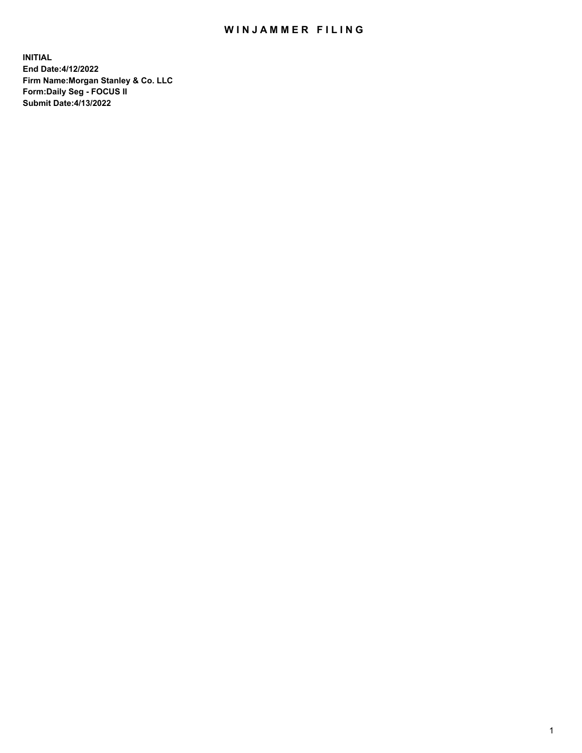# WINJAMMER FILING

**INITIAL**
**End Date:4/12/2022**
**Firm Name:Morgan Stanley & Co. LLC**
**Form:Daily Seg - FOCUS II**
**Submit Date:4/13/2022**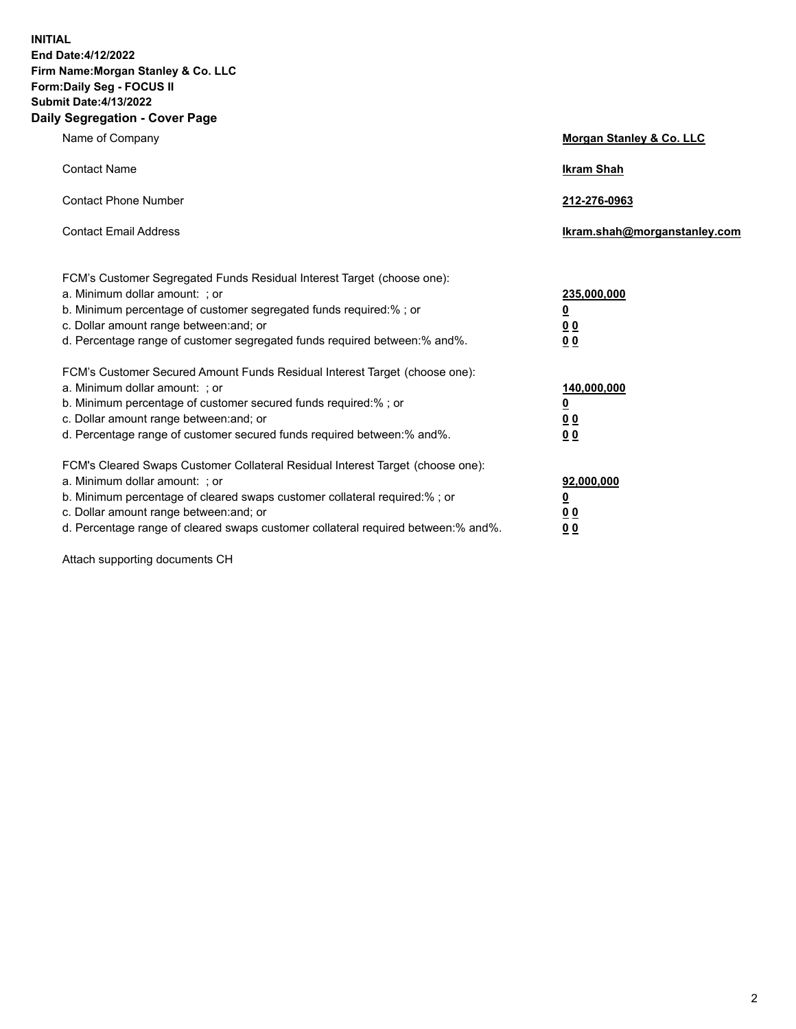**INITIAL**
**End Date:4/12/2022**
**Firm Name:Morgan Stanley & Co. LLC**
**Form:Daily Seg - FOCUS II**
**Submit Date:4/13/2022**

## Daily Segregation - Cover Page

| | |
|---|---|
| Name of Company | **Morgan Stanley & Co. LLC** |
| Contact Name | **Ikram Shah** |
| Contact Phone Number | **212-276-0963** |
| Contact Email Address | **Ikram.shah@morganstanley.com** |

| | |
|---|---|
| FCM's Customer Segregated Funds Residual Interest Target (choose one): | |
| a. Minimum dollar amount: ; or | **235,000,000** |
| b. Minimum percentage of customer segregated funds required:% ; or | **0** |
| c. Dollar amount range between:and; or | **0 0** |
| d. Percentage range of customer segregated funds required between:% and%. | **0 0** |
| FCM's Customer Secured Amount Funds Residual Interest Target (choose one): | |
| a. Minimum dollar amount: ; or | **140,000,000** |
| b. Minimum percentage of customer secured funds required:% ; or | **0** |
| c. Dollar amount range between:and; or | **0 0** |
| d. Percentage range of customer secured funds required between:% and%. | **0 0** |
| FCM's Cleared Swaps Customer Collateral Residual Interest Target (choose one): | |
| a. Minimum dollar amount: ; or | **92,000,000** |
| b. Minimum percentage of cleared swaps customer collateral required:% ; or | **0** |
| c. Dollar amount range between:and; or | **0 0** |
| d. Percentage range of cleared swaps customer collateral required between:% and%. | **0 0** |

Attach supporting documents CH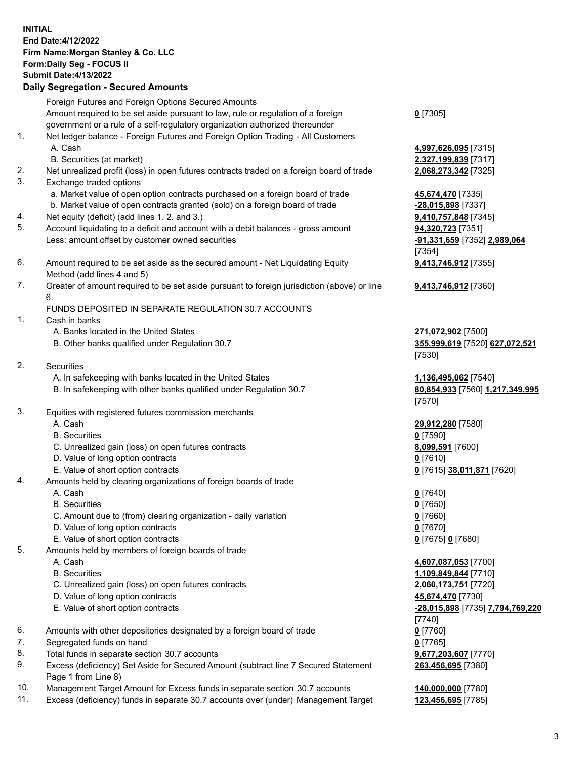**INITIAL**
**End Date:4/12/2022**
**Firm Name:Morgan Stanley & Co. LLC**
**Form:Daily Seg - FOCUS II**
**Submit Date:4/13/2022**

## Daily Segregation - Secured Amounts

| | | |
|---|---|---|
| | Foreign Futures and Foreign Options Secured Amounts | |
| | Amount required to be set aside pursuant to law, rule or regulation of a foreign government or a rule of a self-regulatory organization authorized thereunder | **0** [7305] |
| 1. | Net ledger balance - Foreign Futures and Foreign Option Trading - All Customers | |
| | A. Cash | **4,997,626,095** [7315] |
| | B. Securities (at market) | **2,327,199,839** [7317] |
| 2. | Net unrealized profit (loss) in open futures contracts traded on a foreign board of trade | **2,068,273,342** [7325] |
| 3. | Exchange traded options | |
| | a. Market value of open option contracts purchased on a foreign board of trade | **45,674,470** [7335] |
| | b. Market value of open contracts granted (sold) on a foreign board of trade | **-28,015,898** [7337] |
| 4. | Net equity (deficit) (add lines 1. 2. and 3.) | **9,410,757,848** [7345] |
| 5. | Account liquidating to a deficit and account with a debit balances - gross amount | **94,320,723** [7351] |
| | Less: amount offset by customer owned securities | **-91,331,659** [7352] **2,989,064** [7354] |
| 6. | Amount required to be set aside as the secured amount - Net Liquidating Equity Method (add lines 4 and 5) | **9,413,746,912** [7355] |
| 7. | Greater of amount required to be set aside pursuant to foreign jurisdiction (above) or line 6. | **9,413,746,912** [7360] |
| | FUNDS DEPOSITED IN SEPARATE REGULATION 30.7 ACCOUNTS | |
| 1. | Cash in banks | |
| | A. Banks located in the United States | **271,072,902** [7500] |
| | B. Other banks qualified under Regulation 30.7 | **355,999,619** [7520] **627,072,521** [7530] |
| 2. | Securities | |
| | A. In safekeeping with banks located in the United States | **1,136,495,062** [7540] |
| | B. In safekeeping with other banks qualified under Regulation 30.7 | **80,854,933** [7560] **1,217,349,995** [7570] |
| 3. | Equities with registered futures commission merchants | |
| | A. Cash | **29,912,280** [7580] |
| | B. Securities | **0** [7590] |
| | C. Unrealized gain (loss) on open futures contracts | **8,099,591** [7600] |
| | D. Value of long option contracts | **0** [7610] |
| | E. Value of short option contracts | **0** [7615] **38,011,871** [7620] |
| 4. | Amounts held by clearing organizations of foreign boards of trade | |
| | A. Cash | **0** [7640] |
| | B. Securities | **0** [7650] |
| | C. Amount due to (from) clearing organization - daily variation | **0** [7660] |
| | D. Value of long option contracts | **0** [7670] |
| | E. Value of short option contracts | **0** [7675] **0** [7680] |
| 5. | Amounts held by members of foreign boards of trade | |
| | A. Cash | **4,607,087,053** [7700] |
| | B. Securities | **1,109,849,844** [7710] |
| | C. Unrealized gain (loss) on open futures contracts | **2,060,173,751** [7720] |
| | D. Value of long option contracts | **45,674,470** [7730] |
| | E. Value of short option contracts | **-28,015,898** [7735] **7,794,769,220** [7740] |
| 6. | Amounts with other depositories designated by a foreign board of trade | **0** [7760] |
| 7. | Segregated funds on hand | **0** [7765] |
| 8. | Total funds in separate section 30.7 accounts | **9,677,203,607** [7770] |
| 9. | Excess (deficiency) Set Aside for Secured Amount (subtract line 7 Secured Statement Page 1 from Line 8) | **263,456,695** [7380] |
| 10. | Management Target Amount for Excess funds in separate section 30.7 accounts | **140,000,000** [7780] |
| 11. | Excess (deficiency) funds in separate 30.7 accounts over (under) Management Target | **123,456,695** [7785] |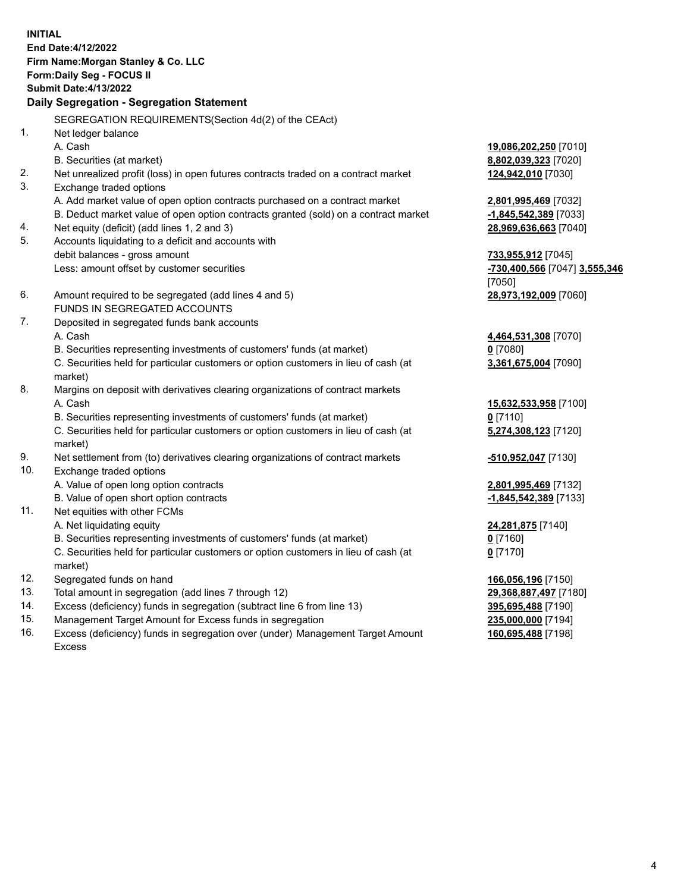**INITIAL**
**End Date:4/12/2022**
**Firm Name:Morgan Stanley & Co. LLC**
**Form:Daily Seg - FOCUS II**
**Submit Date:4/13/2022**

### Daily Segregation - Segregation Statement

| | | |
|---|---|---|
| | SEGREGATION REQUIREMENTS(Section 4d(2) of the CEAct) | |
| 1. | Net ledger balance | |
| | A. Cash | **19,086,202,250** [7010] |
| | B. Securities (at market) | **8,802,039,323** [7020] |
| 2. | Net unrealized profit (loss) in open futures contracts traded on a contract market | **124,942,010** [7030] |
| 3. | Exchange traded options | |
| | A. Add market value of open option contracts purchased on a contract market | **2,801,995,469** [7032] |
| | B. Deduct market value of open option contracts granted (sold) on a contract market | **-1,845,542,389** [7033] |
| 4. | Net equity (deficit) (add lines 1, 2 and 3) | **28,969,636,663** [7040] |
| 5. | Accounts liquidating to a deficit and accounts with debit balances - gross amount | **733,955,912** [7045] |
| | Less: amount offset by customer securities | **-730,400,566** [7047] **3,555,346** [7050] |
| 6. | Amount required to be segregated (add lines 4 and 5) | **28,973,192,009** [7060] |
| | FUNDS IN SEGREGATED ACCOUNTS | |
| 7. | Deposited in segregated funds bank accounts | |
| | A. Cash | **4,464,531,308** [7070] |
| | B. Securities representing investments of customers' funds (at market) | **0** [7080] |
| | C. Securities held for particular customers or option customers in lieu of cash (at market) | **3,361,675,004** [7090] |
| 8. | Margins on deposit with derivatives clearing organizations of contract markets | |
| | A. Cash | **15,632,533,958** [7100] |
| | B. Securities representing investments of customers' funds (at market) | **0** [7110] |
| | C. Securities held for particular customers or option customers in lieu of cash (at market) | **5,274,308,123** [7120] |
| 9. | Net settlement from (to) derivatives clearing organizations of contract markets | **-510,952,047** [7130] |
| 10. | Exchange traded options | |
| | A. Value of open long option contracts | **2,801,995,469** [7132] |
| | B. Value of open short option contracts | **-1,845,542,389** [7133] |
| 11. | Net equities with other FCMs | |
| | A. Net liquidating equity | **24,281,875** [7140] |
| | B. Securities representing investments of customers' funds (at market) | **0** [7160] |
| | C. Securities held for particular customers or option customers in lieu of cash (at market) | **0** [7170] |
| 12. | Segregated funds on hand | **166,056,196** [7150] |
| 13. | Total amount in segregation (add lines 7 through 12) | **29,368,887,497** [7180] |
| 14. | Excess (deficiency) funds in segregation (subtract line 6 from line 13) | **395,695,488** [7190] |
| 15. | Management Target Amount for Excess funds in segregation | **235,000,000** [7194] |
| 16. | Excess (deficiency) funds in segregation over (under) Management Target Amount Excess | **160,695,488** [7198] |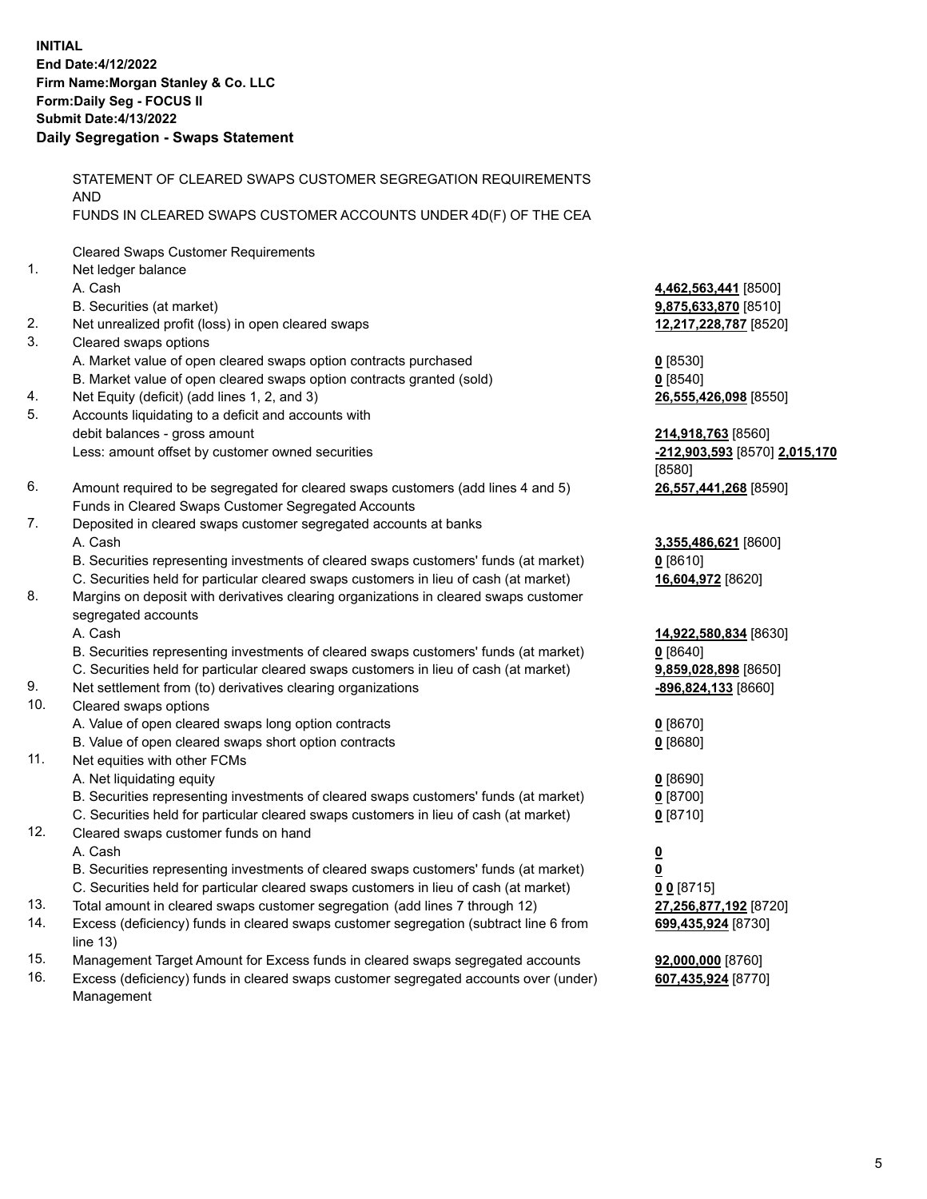**INITIAL**
**End Date:4/12/2022**
**Firm Name:Morgan Stanley & Co. LLC**
**Form:Daily Seg - FOCUS II**
**Submit Date:4/13/2022**
**Daily Segregation - Swaps Statement**

STATEMENT OF CLEARED SWAPS CUSTOMER SEGREGATION REQUIREMENTS AND
FUNDS IN CLEARED SWAPS CUSTOMER ACCOUNTS UNDER 4D(F) OF THE CEA

| | | |
|---|---|---|
| | Cleared Swaps Customer Requirements | |
| 1. | Net ledger balance | |
| | A. Cash | **4,462,563,441** [8500] |
| | B. Securities (at market) | **9,875,633,870** [8510] |
| 2. | Net unrealized profit (loss) in open cleared swaps | **12,217,228,787** [8520] |
| 3. | Cleared swaps options | |
| | A. Market value of open cleared swaps option contracts purchased | **0** [8530] |
| | B. Market value of open cleared swaps option contracts granted (sold) | **0** [8540] |
| 4. | Net Equity (deficit) (add lines 1, 2, and 3) | **26,555,426,098** [8550] |
| 5. | Accounts liquidating to a deficit and accounts with | |
| | debit balances - gross amount | **214,918,763** [8560] |
| | Less: amount offset by customer owned securities | **-212,903,593** [8570] **2,015,170** [8580] |
| 6. | Amount required to be segregated for cleared swaps customers (add lines 4 and 5) | **26,557,441,268** [8590] |
| | Funds in Cleared Swaps Customer Segregated Accounts | |
| 7. | Deposited in cleared swaps customer segregated accounts at banks | |
| | A. Cash | **3,355,486,621** [8600] |
| | B. Securities representing investments of cleared swaps customers' funds (at market) | **0** [8610] |
| | C. Securities held for particular cleared swaps customers in lieu of cash (at market) | **16,604,972** [8620] |
| 8. | Margins on deposit with derivatives clearing organizations in cleared swaps customer segregated accounts | |
| | A. Cash | **14,922,580,834** [8630] |
| | B. Securities representing investments of cleared swaps customers' funds (at market) | **0** [8640] |
| | C. Securities held for particular cleared swaps customers in lieu of cash (at market) | **9,859,028,898** [8650] |
| 9. | Net settlement from (to) derivatives clearing organizations | **-896,824,133** [8660] |
| 10. | Cleared swaps options | |
| | A. Value of open cleared swaps long option contracts | **0** [8670] |
| | B. Value of open cleared swaps short option contracts | **0** [8680] |
| 11. | Net equities with other FCMs | |
| | A. Net liquidating equity | **0** [8690] |
| | B. Securities representing investments of cleared swaps customers' funds (at market) | **0** [8700] |
| | C. Securities held for particular cleared swaps customers in lieu of cash (at market) | **0** [8710] |
| 12. | Cleared swaps customer funds on hand | |
| | A. Cash | **0** |
| | B. Securities representing investments of cleared swaps customers' funds (at market) | **0** |
| | C. Securities held for particular cleared swaps customers in lieu of cash (at market) | **0** **0** [8715] |
| 13. | Total amount in cleared swaps customer segregation (add lines 7 through 12) | **27,256,877,192** [8720] |
| 14. | Excess (deficiency) funds in cleared swaps customer segregation (subtract line 6 from line 13) | **699,435,924** [8730] |
| 15. | Management Target Amount for Excess funds in cleared swaps segregated accounts | **92,000,000** [8760] |
| 16. | Excess (deficiency) funds in cleared swaps customer segregated accounts over (under) Management | **607,435,924** [8770] |